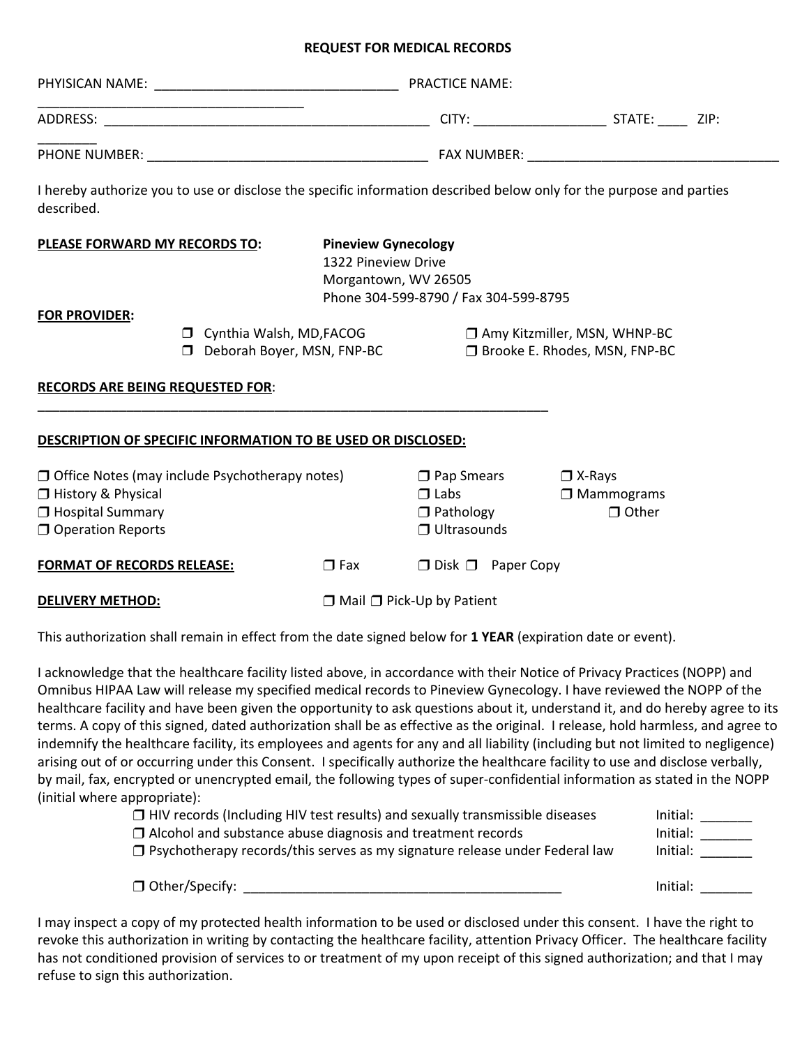# REQUEST FOR MEDICAL RECORDS

PHYISICAN NAME: ________________________________ PRACTICE NAME: ____________________________________

ADDRESS: ____________________________________________ CITY: _________________ STATE: ____ ZIP: ________

PHONE NUMBER: ______________________________________ FAX NUMBER: _________________________________

I hereby authorize you to use or disclose the specific information described below only for the purpose and parties described.

**PLEASE FORWARD MY RECORDS TO:**

**Pineview Gynecology**
1322 Pineview Drive
Morgantown, WV 26505
Phone 304-599-8790 / Fax 304-599-8795

**FOR PROVIDER:**

❒ Cynthia Walsh, MD,FACOG
❒ Amy Kitzmiller, MSN, WHNP-BC
❒ Deborah Boyer, MSN, FNP-BC
❒ Brooke E. Rhodes, MSN, FNP-BC

**RECORDS ARE BEING REQUESTED FOR**:
____________________________________________________________________

**DESCRIPTION OF SPECIFIC INFORMATION TO BE USED OR DISCLOSED:**

❒ Office Notes (may include Psychotherapy notes)
❒ History & Physical
❒ Hospital Summary
❒ Operation Reports
❒ Pap Smears
❒ Labs
❒ Pathology
❒ Ultrasounds
❒ X-Rays
❒ Mammograms
❒ Other

**FORMAT OF RECORDS RELEASE:** ❒ Fax ❒ Disk ❒ Paper Copy

**DELIVERY METHOD:** ❒ Mail ❒ Pick-Up by Patient

This authorization shall remain in effect from the date signed below for **1 YEAR** (expiration date or event).

I acknowledge that the healthcare facility listed above, in accordance with their Notice of Privacy Practices (NOPP) and Omnibus HIPAA Law will release my specified medical records to Pineview Gynecology. I have reviewed the NOPP of the healthcare facility and have been given the opportunity to ask questions about it, understand it, and do hereby agree to its terms. A copy of this signed, dated authorization shall be as effective as the original. I release, hold harmless, and agree to indemnify the healthcare facility, its employees and agents for any and all liability (including but not limited to negligence) arising out of or occurring under this Consent. I specifically authorize the healthcare facility to use and disclose verbally, by mail, fax, encrypted or unencrypted email, the following types of super-confidential information as stated in the NOPP (initial where appropriate):

❒ HIV records (Including HIV test results) and sexually transmissible diseases Initial: _______
❒ Alcohol and substance abuse diagnosis and treatment records Initial: _______
❒ Psychotherapy records/this serves as my signature release under Federal law Initial: _______

❒ Other/Specify: ____________________________________________ Initial: _______

I may inspect a copy of my protected health information to be used or disclosed under this consent. I have the right to revoke this authorization in writing by contacting the healthcare facility, attention Privacy Officer. The healthcare facility has not conditioned provision of services to or treatment of my upon receipt of this signed authorization; and that I may refuse to sign this authorization.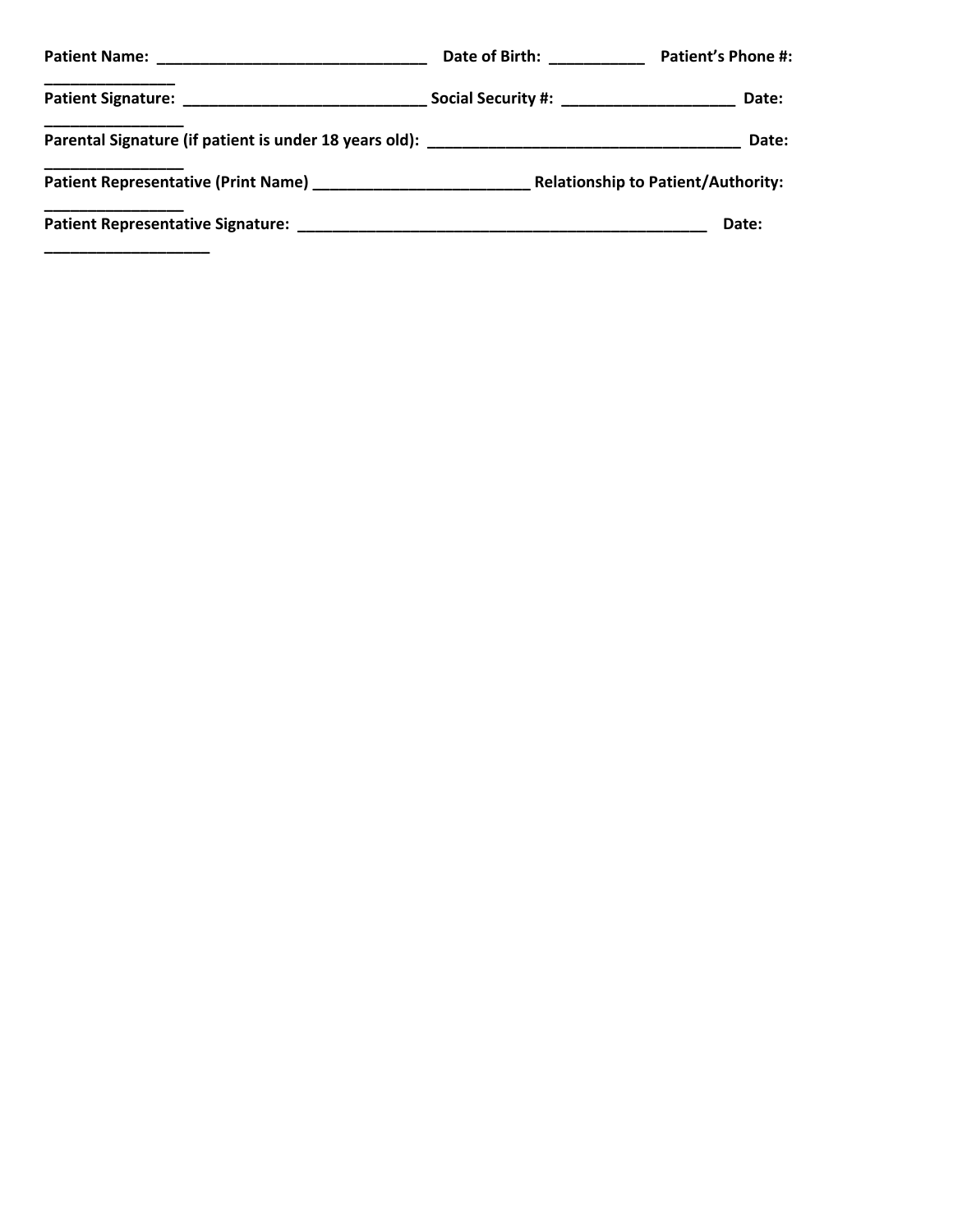**Patient Name:** ________________________________ **Date of Birth:** ___________ **Patient's Phone #:** _______________

**Patient Signature:** ____________________________ **Social Security #:** ____________________ **Date:** ________________

**Parental Signature (if patient is under 18 years old):** ____________________________________ **Date:** ________________

**Patient Representative (Print Name)** _________________________ **Relationship to Patient/Authority:** ________________

**Patient Representative Signature:** _________________________________________________ **Date:** ___________________